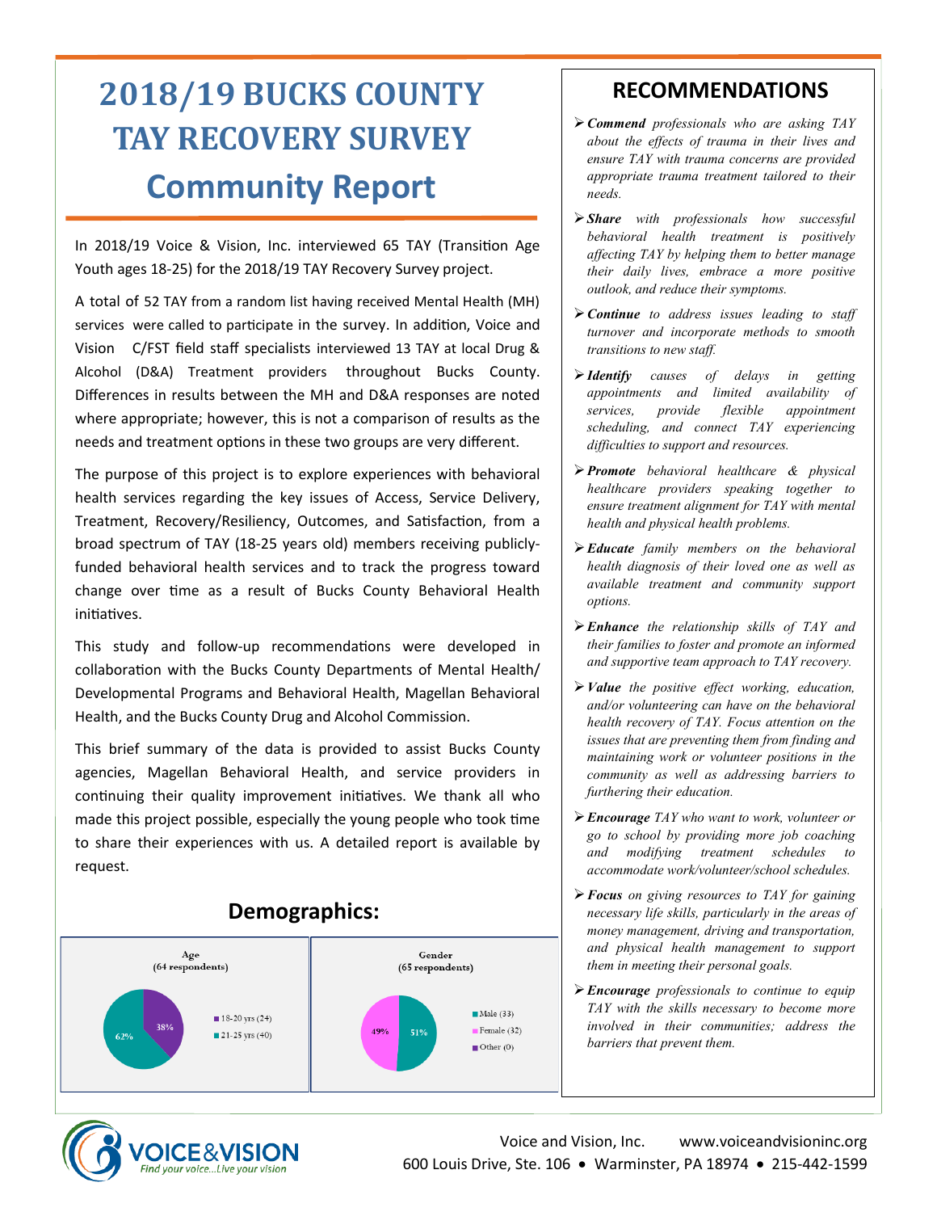# 2018/19 BUCKS COUNTY TAY RECOVERY SURVEY

# Community Report

In 2018/19 Voice & Vision, Inc. interviewed 65 TAY (Transition Age Youth ages 18-25) for the 2018/19 TAY Recovery Survey project.

A total of 52 TAY from a random list having received Mental Health (MH) services were called to participate in the survey. In addition, Voice and Vision C/FST field staff specialists interviewed 13 TAY at local Drug & Alcohol (D&A) Treatment providers throughout Bucks County. Differences in results between the MH and D&A responses are noted where appropriate; however, this is not a comparison of results as the needs and treatment options in these two groups are very different.

The purpose of this project is to explore experiences with behavioral health services regarding the key issues of Access, Service Delivery, Treatment, Recovery/Resiliency, Outcomes, and Satisfaction, from a broad spectrum of TAY (18-25 years old) members receiving publicly-funded behavioral health services and to track the progress toward change over time as a result of Bucks County Behavioral Health initiatives.

This study and follow-up recommendations were developed in collaboration with the Bucks County Departments of Mental Health/Developmental Programs and Behavioral Health, Magellan Behavioral Health, and the Bucks County Drug and Alcohol Commission.

This brief summary of the data is provided to assist Bucks County agencies, Magellan Behavioral Health, and service providers in continuing their quality improvement initiatives. We thank all who made this project possible, especially the young people who took time to share their experiences with us. A detailed report is available by request.

## Demographics:

**Age (64 respondents)**

- 18-20 yrs (24): 38%
- 21-25 yrs (40): 62%

**Gender (65 respondents)**

- Male (33): 51%
- Female (32): 49%
- Other (0)

## RECOMMENDATIONS

- ***Commend*** *professionals who are asking TAY about the effects of trauma in their lives and ensure TAY with trauma concerns are provided appropriate trauma treatment tailored to their needs.*
- ***Share*** *with professionals how successful behavioral health treatment is positively affecting TAY by helping them to better manage their daily lives, embrace a more positive outlook, and reduce their symptoms.*
- ***Continue*** *to address issues leading to staff turnover and incorporate methods to smooth transitions to new staff.*
- ***Identify*** *causes of delays in getting appointments and limited availability of services, provide flexible appointment scheduling, and connect TAY experiencing difficulties to support and resources.*
- ***Promote*** *behavioral healthcare & physical healthcare providers speaking together to ensure treatment alignment for TAY with mental health and physical health problems.*
- ***Educate*** *family members on the behavioral health diagnosis of their loved one as well as available treatment and community support options.*
- ***Enhance*** *the relationship skills of TAY and their families to foster and promote an informed and supportive team approach to TAY recovery.*
- ***Value*** *the positive effect working, education, and/or volunteering can have on the behavioral health recovery of TAY. Focus attention on the issues that are preventing them from finding and maintaining work or volunteer positions in the community as well as addressing barriers to furthering their education.*
- ***Encourage*** *TAY who want to work, volunteer or go to school by providing more job coaching and modifying treatment schedules to accommodate work/volunteer/school schedules.*
- ***Focus*** *on giving resources to TAY for gaining necessary life skills, particularly in the areas of money management, driving and transportation, and physical health management to support them in meeting their personal goals.*
- ***Encourage*** *professionals to continue to equip TAY with the skills necessary to become more involved in their communities; address the barriers that prevent them.*

VOICE&VISION — Find your voice...Live your vision

Voice and Vision, Inc. www.voiceandvisioninc.org
600 Louis Drive, Ste. 106 • Warminster, PA 18974 • 215-442-1599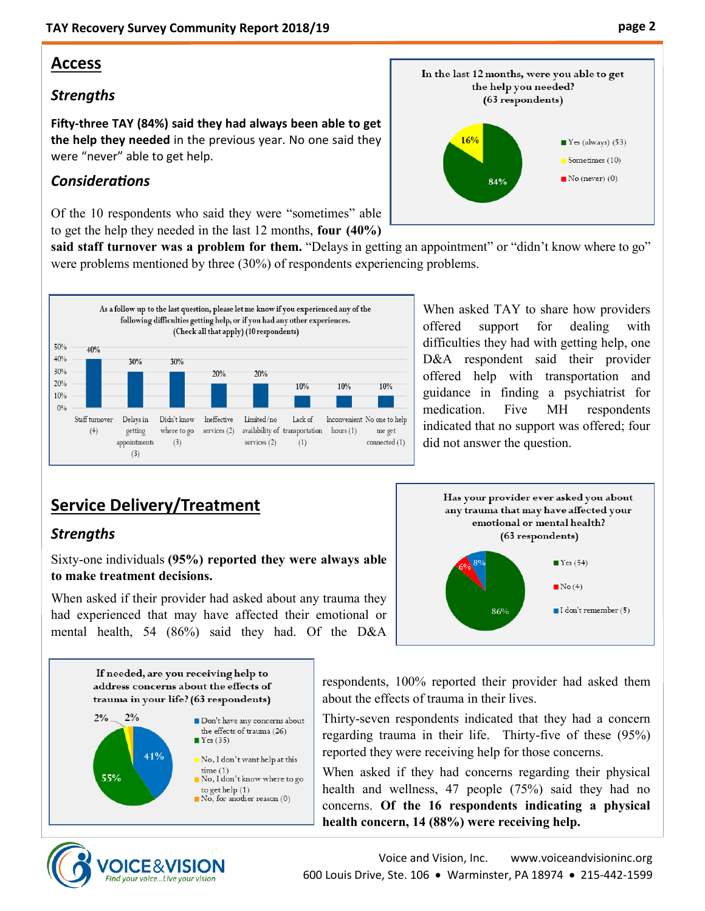## Access

### *Strengths*

**Fifty-three TAY (84%) said they had always been able to get the help they needed** in the previous year. No one said they were "never" able to get help.

### *Considerations*

Of the 10 respondents who said they were "sometimes" able to get the help they needed in the last 12 months, **four (40%) said staff turnover was a problem for them.** "Delays in getting an appointment" or "didn't know where to go" were problems mentioned by three (30%) of respondents experiencing problems.

**In the last 12 months, were you able to get the help you needed? (63 respondents)**

| Response | Percent |
|---|---|
| Yes (always) (53) | 84% |
| Sometimes (10) | 16% |
| No (never) (0) | |

**As a follow up to the last question, please let me know if you experienced any of the following difficulties getting help, or if you had any other experiences. (Check all that apply) (10 respondents)**

| Difficulty | Percent |
|---|---|
| Staff turnover (4) | 40% |
| Delays in getting appointments (3) | 30% |
| Didn't know where to go (3) | 30% |
| Ineffective services (2) | 20% |
| Limited/no availability of services (2) | 20% |
| Lack of transportation (1) | 10% |
| Inconvenient hours (1) | 10% |
| No one to help me get connected (1) | 10% |

When asked TAY to share how providers offered support for dealing with difficulties they had with getting help, one D&A respondent said their provider offered help with transportation and guidance in finding a psychiatrist for medication. Five MH respondents indicated that no support was offered; four did not answer the question.

## Service Delivery/Treatment

### *Strengths*

Sixty-one individuals **(95%) reported they were always able to make treatment decisions.**

When asked if their provider had asked about any trauma they had experienced that may have affected their emotional or mental health, 54 (86%) said they had. Of the D&A respondents, 100% reported their provider had asked them about the effects of trauma in their lives.

**Has your provider ever asked you about any trauma that may have affected your emotional or mental health? (63 respondents)**

| Response | Percent |
|---|---|
| Yes (54) | 86% |
| No (4) | 6% |
| I don't remember (5) | 8% |

**If needed, are you receiving help to address concerns about the effects of trauma in your life? (63 respondents)**

| Response | Percent |
|---|---|
| Don't have any concerns about the effects of trauma (26) | 41% |
| Yes (35) | 55% |
| No, I don't want help at this time (1) | 2% |
| No, I don't know where to go to get help (1) | 2% |
| No, for another reason (0) | |

Thirty-seven respondents indicated that they had a concern regarding trauma in their life. Thirty-five of these (95%) reported they were receiving help for those concerns.

When asked if they had concerns regarding their physical health and wellness, 47 people (75%) said they had no concerns. **Of the 16 respondents indicating a physical health concern, 14 (88%) were receiving help.**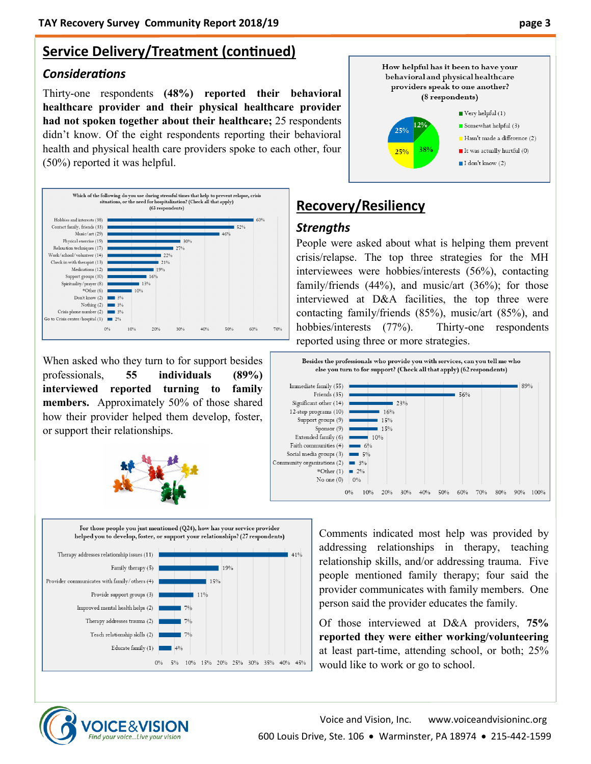## Service Delivery/Treatment (continued)

### *Considerations*

Thirty-one respondents **(48%) reported their behavioral healthcare provider and their physical healthcare provider had not spoken together about their healthcare;** 25 respondents didn't know. Of the eight respondents reporting their behavioral health and physical health care providers spoke to each other, four (50%) reported it was helpful.

**How helpful has it been to have your behavioral and physical healthcare providers speak to one another? (8 respondents)**

| Response | Percent |
|---|---|
| Very helpful (1) | 12% |
| Somewhat helpful (3) | 38% |
| Hasn't made a difference (2) | 25% |
| It was actually hurtful (0) | |
| I don't know (2) | 25% |

**Which of the following do you use during stressful times that help to prevent relapse, crisis situations, or the need for hospitalization? (Check all that apply) (63 respondents)**

| Response | Percent |
|---|---|
| Hobbies and interests (38) | 60% |
| Contact family, friends (33) | 52% |
| Music/art (29) | 46% |
| Physical exercise (19) | 30% |
| Relaxation techniques (17) | 27% |
| Work/school/volunteer (14) | 22% |
| Check in with therapist (13) | 21% |
| Medications (12) | 19% |
| Support groups (10) | 16% |
| Spirituality/prayer (8) | 13% |
| *Other (6) | 10% |
| Don't know (2) | 3% |
| Nothing (2) | 3% |
| Crisis phone number (2) | 3% |
| Go to Crisis center/hospital (1) | 2% |

## Recovery/Resiliency

### *Strengths*

People were asked about what is helping them prevent crisis/relapse. The top three strategies for the MH interviewees were hobbies/interests (56%), contacting family/friends (44%), and music/art (36%); for those interviewed at D&A facilities, the top three were contacting family/friends (85%), music/art (85%), and hobbies/interests (77%). Thirty-one respondents reported using three or more strategies.

When asked who they turn to for support besides professionals, **55 individuals (89%) interviewed reported turning to family members.** Approximately 50% of those shared how their provider helped them develop, foster, or support their relationships.

**Besides the professionals who provide you with services, can you tell me who else you turn to for support? (Check all that apply) (62 respondents)**

| Response | Percent |
|---|---|
| Immediate family (55) | 89% |
| Friends (35) | 56% |
| Significant other (14) | 23% |
| 12-step programs (10) | 16% |
| Support groups (9) | 15% |
| Sponsor (9) | 15% |
| Extended family (6) | 10% |
| Faith communities (4) | 6% |
| Social media groups (3) | 5% |
| Community organizations (2) | 3% |
| *Other (1) | 2% |
| No one (0) | 0% |

**For those people you just mentioned (Q24), how has your service provider helped you to develop, foster, or support your relationships? (27 respondents)**

| Response | Percent |
|---|---|
| Therapy addresses relationship issues (11) | 41% |
| Family therapy (5) | 19% |
| Provider communicates with family/others (4) | 15% |
| Provide support groups (3) | 11% |
| Improved mental health helps (2) | 7% |
| Therapy addresses trauma (2) | 7% |
| Teach relationship skills (2) | 7% |
| Educate family (1) | 4% |

Comments indicated most help was provided by addressing relationships in therapy, teaching relationship skills, and/or addressing trauma. Five people mentioned family therapy; four said the provider communicates with family members. One person said the provider educates the family.

Of those interviewed at D&A providers, **75% reported they were either working/volunteering** at least part-time, attending school, or both; 25% would like to work or go to school.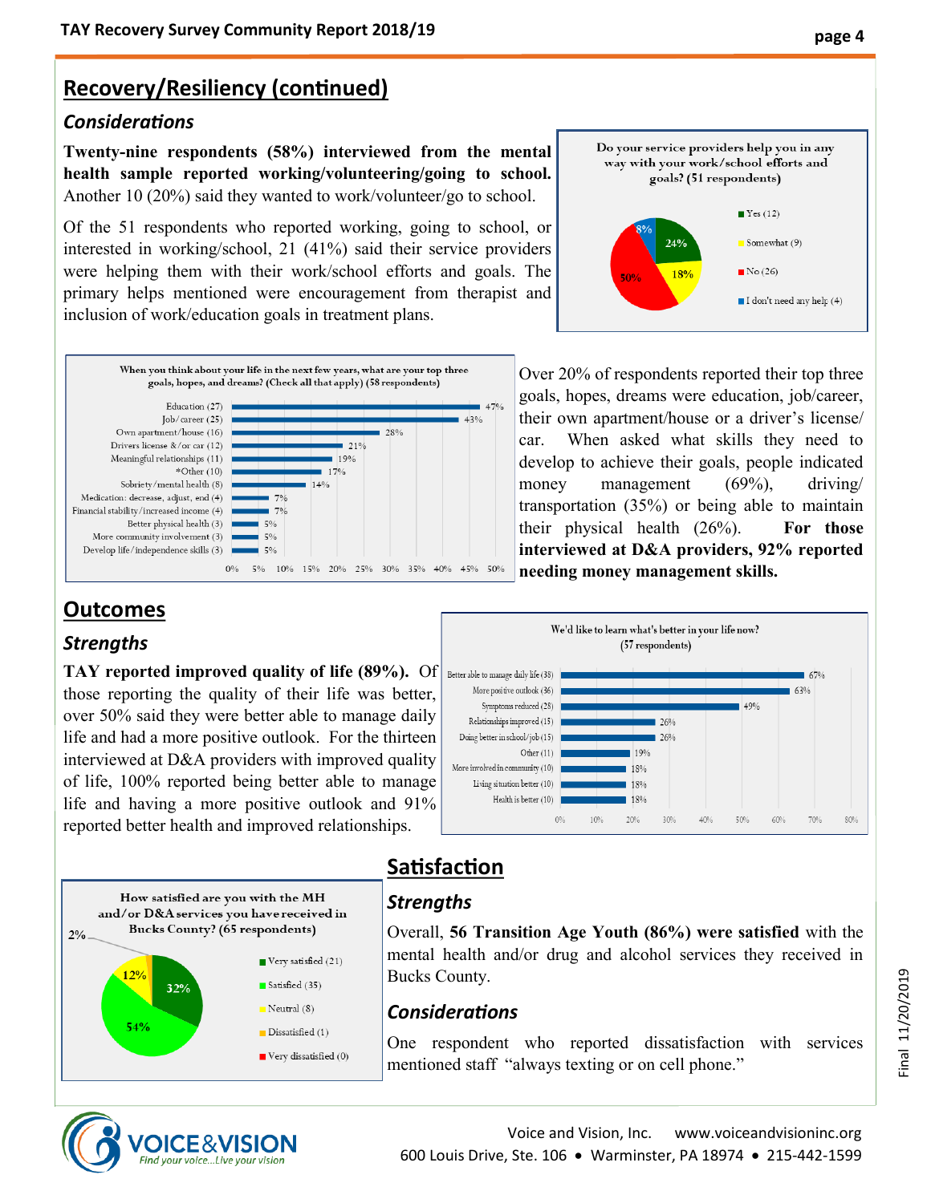## Recovery/Resiliency (continued)

### *Considerations*

**Twenty-nine respondents (58%) interviewed from the mental health sample reported working/volunteering/going to school.** Another 10 (20%) said they wanted to work/volunteer/go to school.

Of the 51 respondents who reported working, going to school, or interested in working/school, 21 (41%) said their service providers were helping them with their work/school efforts and goals. The primary helps mentioned were encouragement from therapist and inclusion of work/education goals in treatment plans.

Do your service providers help you in any way with your work/school efforts and goals? (51 respondents)

Yes (12)
Somewhat (9)
No (26)
I don't need any help (4)
24%
18%
50%
8%

When you think about your life in the next few years, what are your top three goals, hopes, and dreams? (Check all that apply) (58 respondents)

Education (27) 47%
Job/career (25) 43%
Own apartment/house (16) 28%
Drivers license &/or car (12) 21%
Meaningful relationships (11) 19%
*Other (10) 17%
Sobriety/mental health (8) 14%
Medication: decrease, adjust, end (4) 7%
Financial stability/increased income (4) 7%
Better physical health (3) 5%
More community involvement (3) 5%
Develop life/independence skills (3) 5%

0% 5% 10% 15% 20% 25% 30% 35% 40% 45% 50%

Over 20% of respondents reported their top three goals, hopes, dreams were education, job/career, their own apartment/house or a driver's license/car. When asked what skills they need to develop to achieve their goals, people indicated money management (69%), driving/transportation (35%) or being able to maintain their physical health (26%). **For those interviewed at D&A providers, 92% reported needing money management skills.**

## Outcomes

### *Strengths*

**TAY reported improved quality of life (89%).** Of those reporting the quality of their life was better, over 50% said they were better able to manage daily life and had a more positive outlook. For the thirteen interviewed at D&A providers with improved quality of life, 100% reported being better able to manage life and having a more positive outlook and 91% reported better health and improved relationships.

We'd like to learn what's better in your life now? (57 respondents)

Better able to manage daily life (38) 67%
More positive outlook (36) 63%
Symptoms reduced (28) 49%
Relationships improved (15) 26%
Doing better in school/job (15) 26%
Other (11) 19%
More involved in community (10) 18%
Living situation better (10) 18%
Health is better (10) 18%

0% 10% 20% 30% 40% 50% 60% 70% 80%

How satisfied are you with the MH and/or D&A services you have received in Bucks County? (65 respondents)

Very satisfied (21)
Satisfied (35)
Neutral (8)
Dissatisfied (1)
Very dissatisfied (0)
32%
54%
12%
2%

## Satisfaction

### *Strengths*

Overall, **56 Transition Age Youth (86%) were satisfied** with the mental health and/or drug and alcohol services they received in Bucks County.

### *Considerations*

One respondent who reported dissatisfaction with services mentioned staff "always texting or on cell phone."

Final 11/20/2019

VOICE&VISION
Find your voice...Live your vision

Voice and Vision, Inc. www.voiceandvisioninc.org
600 Louis Drive, Ste. 106 • Warminster, PA 18974 • 215-442-1599